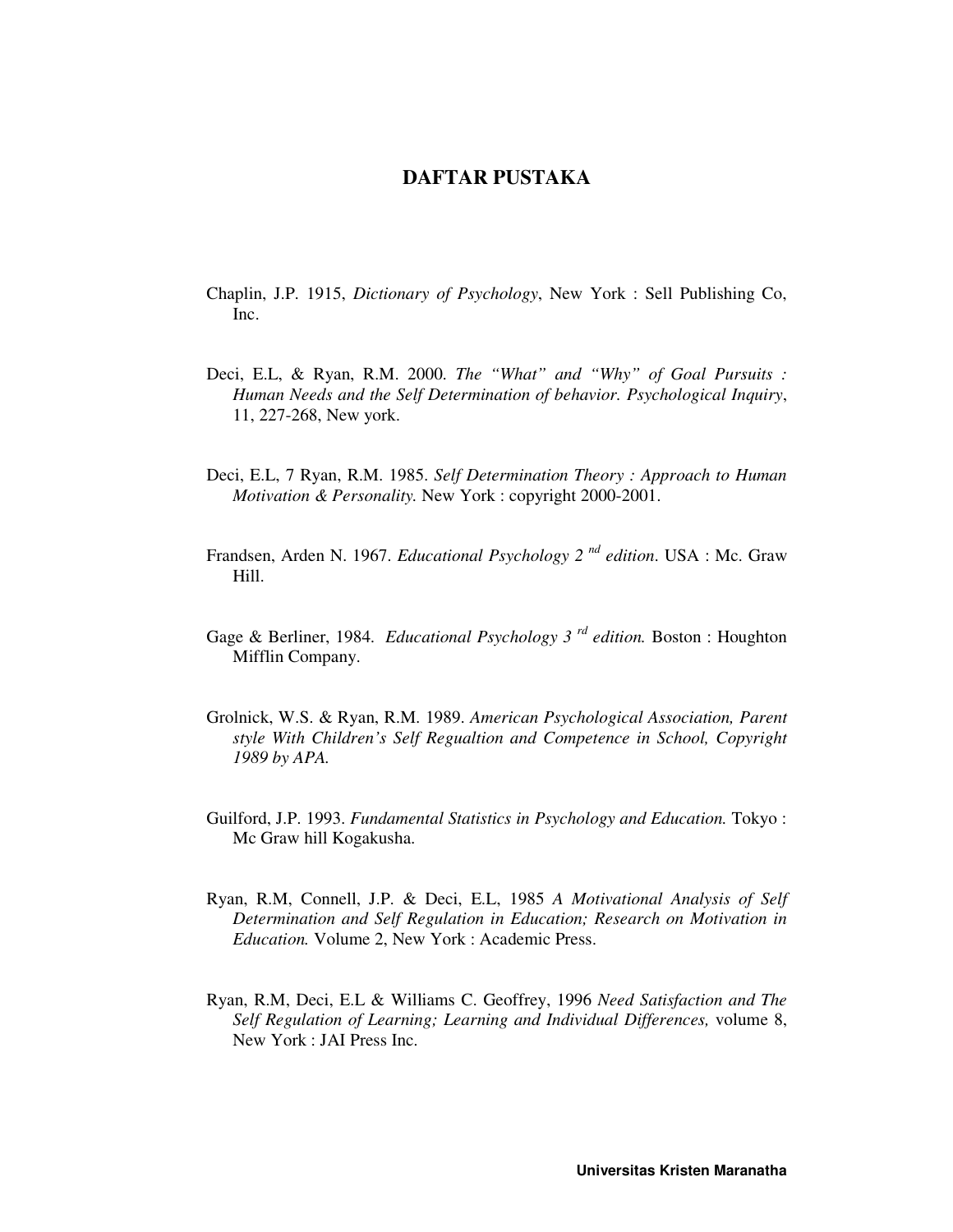# DAFTAR PUSTAKA

Chaplin, J.P. 1915, *Dictionary of Psychology*, New York : Sell Publishing Co, Inc.

Deci, E.L, & Ryan, R.M. 2000. *The "What" and "Why" of Goal Pursuits : Human Needs and the Self Determination of behavior. Psychological Inquiry*, 11, 227-268, New york.

Deci, E.L, 7 Ryan, R.M. 1985. *Self Determination Theory : Approach to Human Motivation & Personality.* New York : copyright 2000-2001.

Frandsen, Arden N. 1967. *Educational Psychology 2 nd edition*. USA : Mc. Graw Hill.

Gage & Berliner, 1984. *Educational Psychology 3 rd edition.* Boston : Houghton Mifflin Company.

Grolnick, W.S. & Ryan, R.M. 1989. *American Psychological Association, Parent style With Children's Self Regualtion and Competence in School, Copyright 1989 by APA.*

Guilford, J.P. 1993. *Fundamental Statistics in Psychology and Education.* Tokyo : Mc Graw hill Kogakusha.

Ryan, R.M, Connell, J.P. & Deci, E.L, 1985 *A Motivational Analysis of Self Determination and Self Regulation in Education; Research on Motivation in Education.* Volume 2, New York : Academic Press.

Ryan, R.M, Deci, E.L & Williams C. Geoffrey, 1996 *Need Satisfaction and The Self Regulation of Learning; Learning and Individual Differences,* volume 8, New York : JAI Press Inc.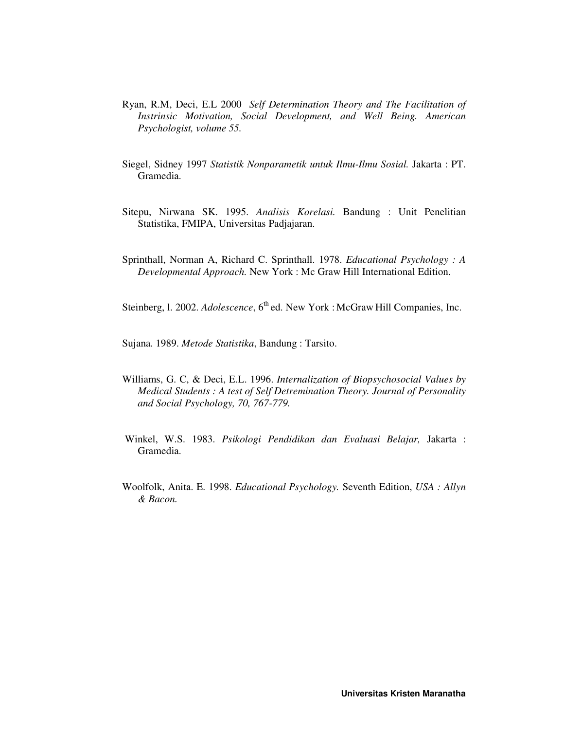Ryan, R.M, Deci, E.L 2000 *Self Determination Theory and The Facilitation of Instrinsic Motivation, Social Development, and Well Being. American Psychologist, volume 55.*

Siegel, Sidney 1997 *Statistik Nonparametik untuk Ilmu-Ilmu Sosial.* Jakarta : PT. Gramedia.

Sitepu, Nirwana SK. 1995. *Analisis Korelasi.* Bandung : Unit Penelitian Statistika, FMIPA, Universitas Padjajaran.

Sprinthall, Norman A, Richard C. Sprinthall. 1978. *Educational Psychology : A Developmental Approach.* New York : Mc Graw Hill International Edition.

Steinberg, l. 2002. *Adolescence*, 6th ed. New York : McGraw Hill Companies, Inc.

Sujana. 1989. *Metode Statistika*, Bandung : Tarsito.

Williams, G. C, & Deci, E.L. 1996. *Internalization of Biopsychosocial Values by Medical Students : A test of Self Detremination Theory. Journal of Personality and Social Psychology, 70, 767-779.*

Winkel, W.S. 1983. *Psikologi Pendidikan dan Evaluasi Belajar,* Jakarta : Gramedia.

Woolfolk, Anita. E. 1998. *Educational Psychology.* Seventh Edition, *USA : Allyn & Bacon.*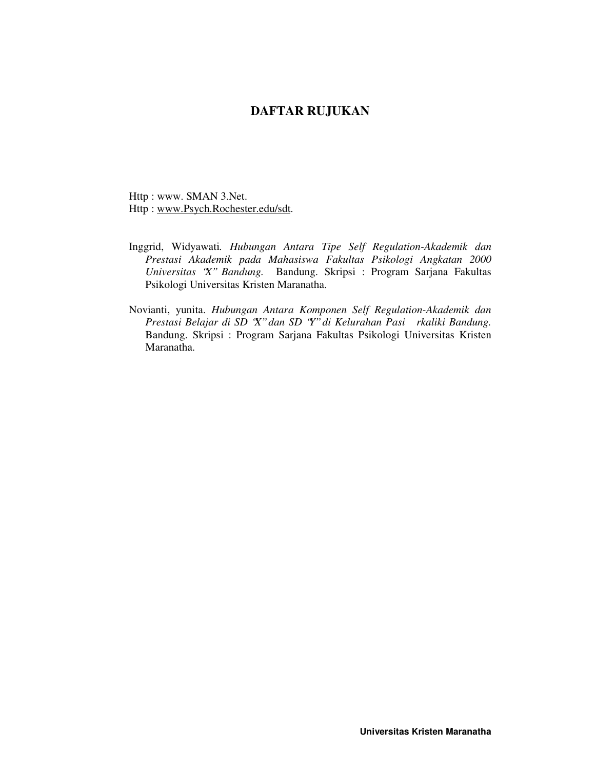# DAFTAR RUJUKAN

Http : www. SMAN 3.Net.
Http : www.Psych.Rochester.edu/sdt.

Inggrid, Widyawati. *Hubungan Antara Tipe Self Regulation-Akademik dan Prestasi Akademik pada Mahasiswa Fakultas Psikologi Angkatan 2000 Universitas "X" Bandung.* Bandung. Skripsi : Program Sarjana Fakultas Psikologi Universitas Kristen Maranatha.

Novianti, yunita. *Hubungan Antara Komponen Self Regulation-Akademik dan Prestasi Belajar di SD "X" dan SD "Y" di Kelurahan Pasi rkaliki Bandung.* Bandung. Skripsi : Program Sarjana Fakultas Psikologi Universitas Kristen Maranatha.